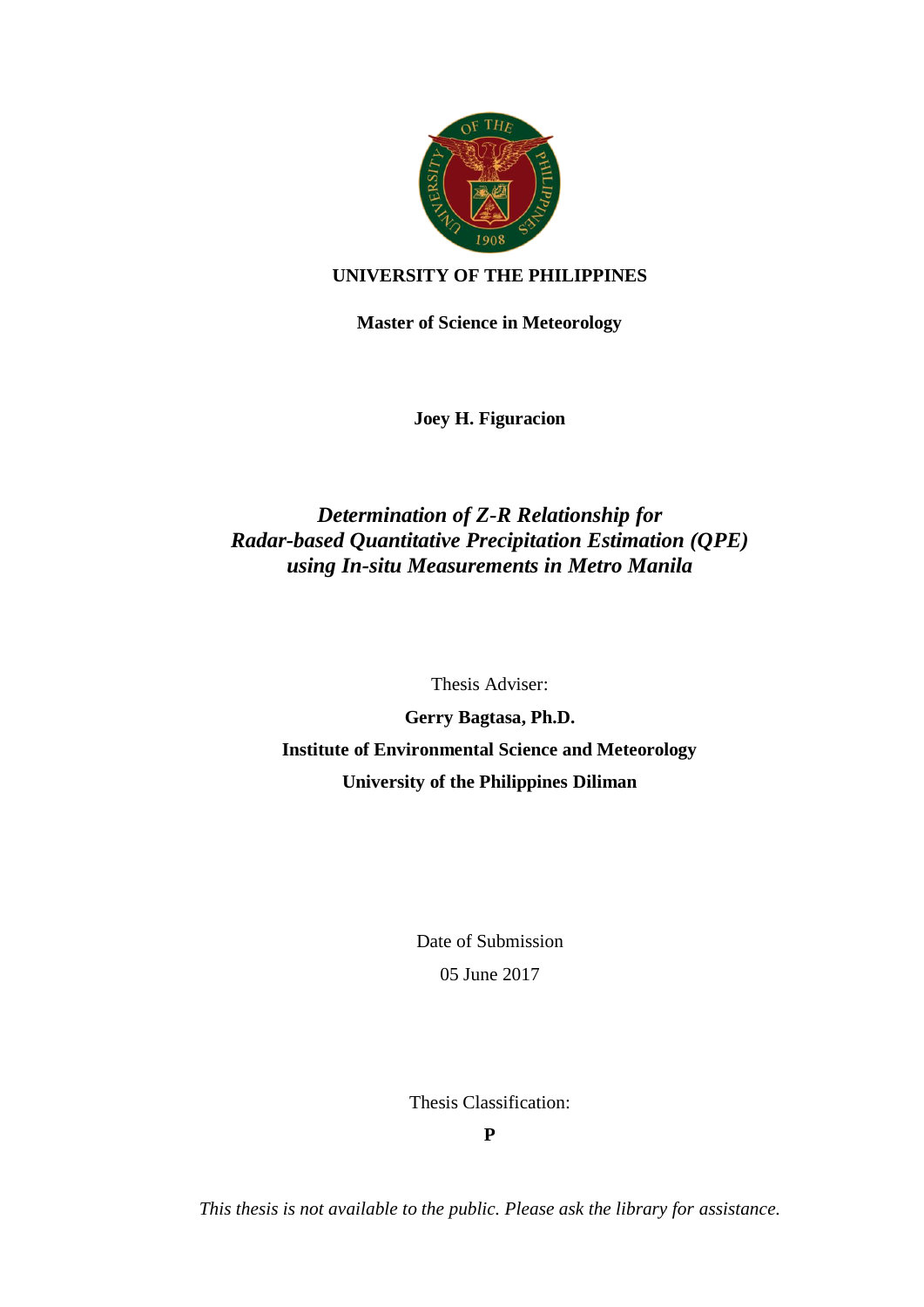**UNIVERSITY OF THE PHILIPPINES**

**Master of Science in Meteorology**

**Joey H. Figuracion**

# *Determination of Z-R Relationship for Radar-based Quantitative Precipitation Estimation (QPE) using In-situ Measurements in Metro Manila*

Thesis Adviser:

**Gerry Bagtasa, Ph.D.**

**Institute of Environmental Science and Meteorology**

**University of the Philippines Diliman**

Date of Submission

05 June 2017

Thesis Classification:

**P**

*This thesis is not available to the public. Please ask the library for assistance.*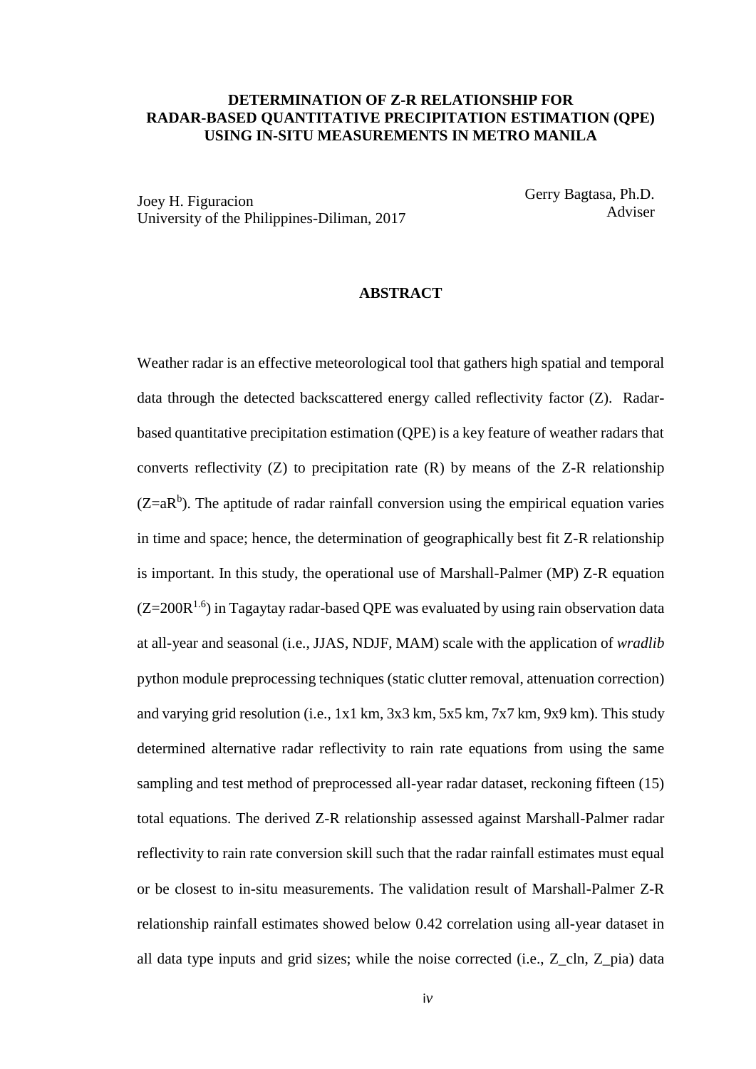**DETERMINATION OF Z-R RELATIONSHIP FOR RADAR-BASED QUANTITATIVE PRECIPITATION ESTIMATION (QPE) USING IN-SITU MEASUREMENTS IN METRO MANILA**

Joey H. Figuracion
University of the Philippines-Diliman, 2017

Gerry Bagtasa, Ph.D.
Adviser

## ABSTRACT

Weather radar is an effective meteorological tool that gathers high spatial and temporal data through the detected backscattered energy called reflectivity factor (Z). Radar-based quantitative precipitation estimation (QPE) is a key feature of weather radars that converts reflectivity (Z) to precipitation rate (R) by means of the Z-R relationship ($Z=aR^b$). The aptitude of radar rainfall conversion using the empirical equation varies in time and space; hence, the determination of geographically best fit Z-R relationship is important. In this study, the operational use of Marshall-Palmer (MP) Z-R equation ($Z=200R^{1.6}$) in Tagaytay radar-based QPE was evaluated by using rain observation data at all-year and seasonal (i.e., JJAS, NDJF, MAM) scale with the application of *wradlib* python module preprocessing techniques (static clutter removal, attenuation correction) and varying grid resolution (i.e., 1x1 km, 3x3 km, 5x5 km, 7x7 km, 9x9 km). This study determined alternative radar reflectivity to rain rate equations from using the same sampling and test method of preprocessed all-year radar dataset, reckoning fifteen (15) total equations. The derived Z-R relationship assessed against Marshall-Palmer radar reflectivity to rain rate conversion skill such that the radar rainfall estimates must equal or be closest to in-situ measurements. The validation result of Marshall-Palmer Z-R relationship rainfall estimates showed below 0.42 correlation using all-year dataset in all data type inputs and grid sizes; while the noise corrected (i.e., Z_cln, Z_pia) data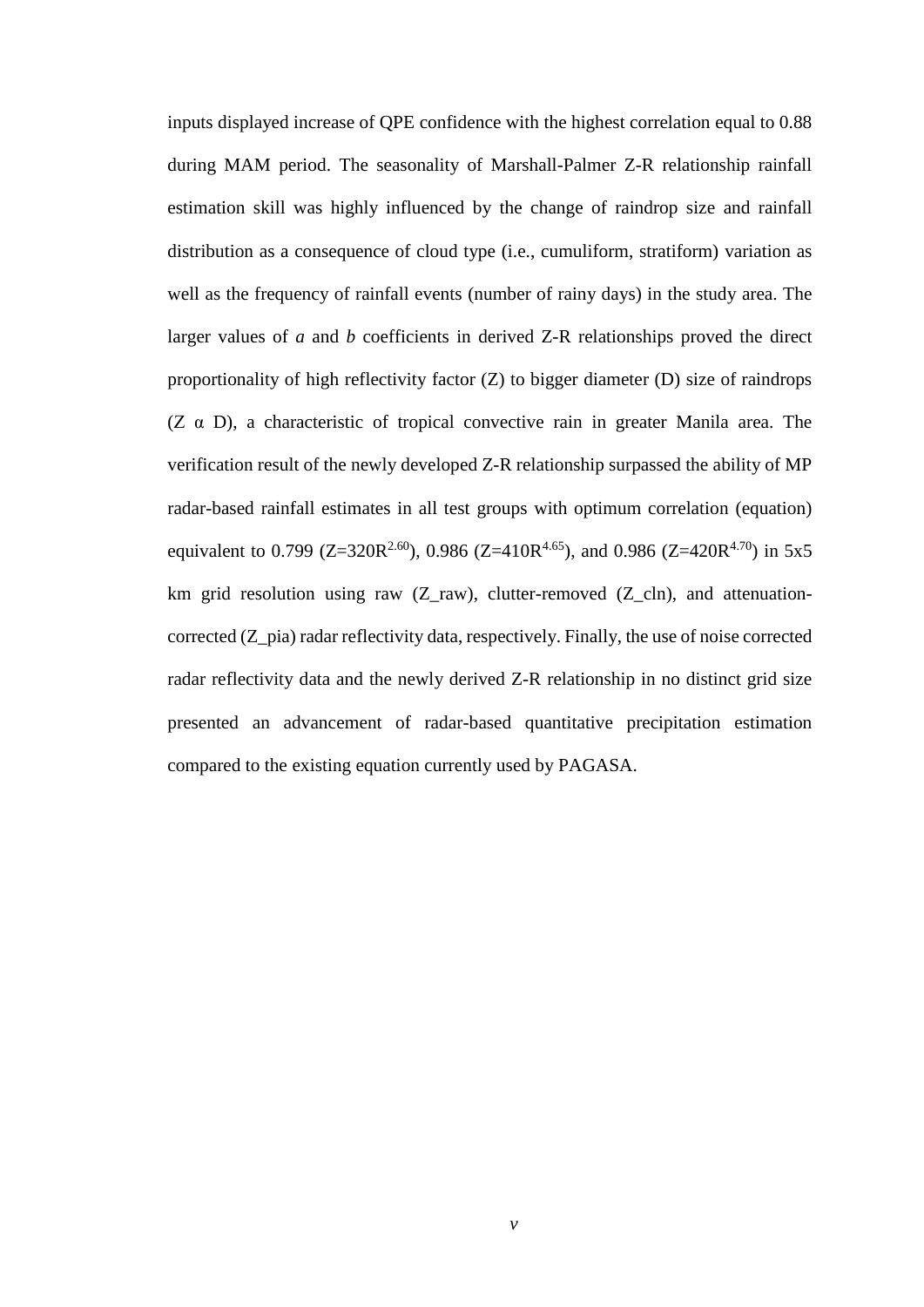inputs displayed increase of QPE confidence with the highest correlation equal to 0.88 during MAM period. The seasonality of Marshall-Palmer Z-R relationship rainfall estimation skill was highly influenced by the change of raindrop size and rainfall distribution as a consequence of cloud type (i.e., cumuliform, stratiform) variation as well as the frequency of rainfall events (number of rainy days) in the study area. The larger values of *a* and *b* coefficients in derived Z-R relationships proved the direct proportionality of high reflectivity factor (Z) to bigger diameter (D) size of raindrops ($Z \alpha D$), a characteristic of tropical convective rain in greater Manila area. The verification result of the newly developed Z-R relationship surpassed the ability of MP radar-based rainfall estimates in all test groups with optimum correlation (equation) equivalent to 0.799 ($Z=320R^{2.60}$), 0.986 ($Z=410R^{4.65}$), and 0.986 ($Z=420R^{4.70}$) in 5x5 km grid resolution using raw (Z_raw), clutter-removed (Z_cln), and attenuation-corrected (Z_pia) radar reflectivity data, respectively. Finally, the use of noise corrected radar reflectivity data and the newly derived Z-R relationship in no distinct grid size presented an advancement of radar-based quantitative precipitation estimation compared to the existing equation currently used by PAGASA.